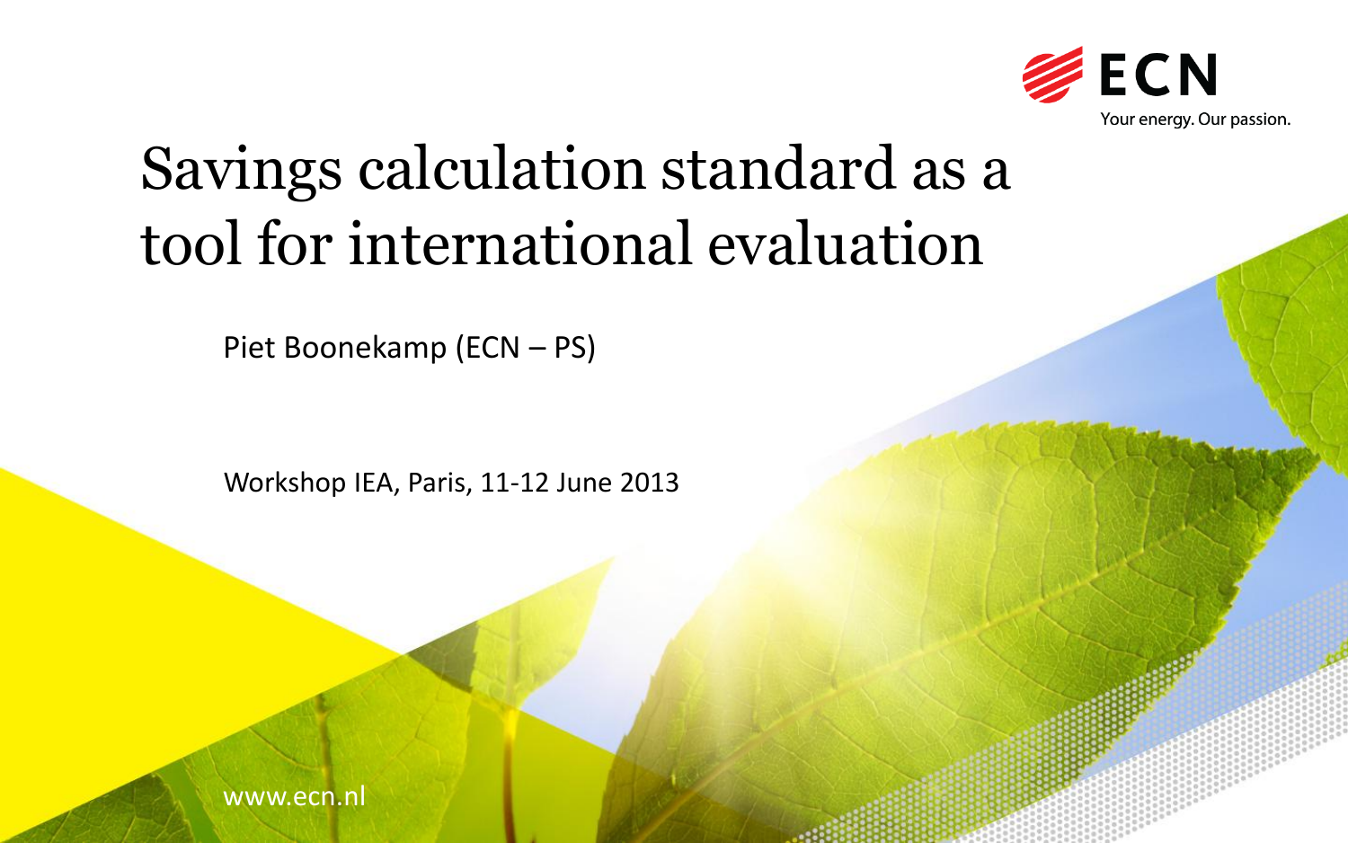ECN

Your energy. Our passion.

# Savings calculation standard as a tool for international evaluation

Piet Boonekamp (ECN – PS)

Workshop IEA, Paris, 11-12 June 2013

www.ecn.nl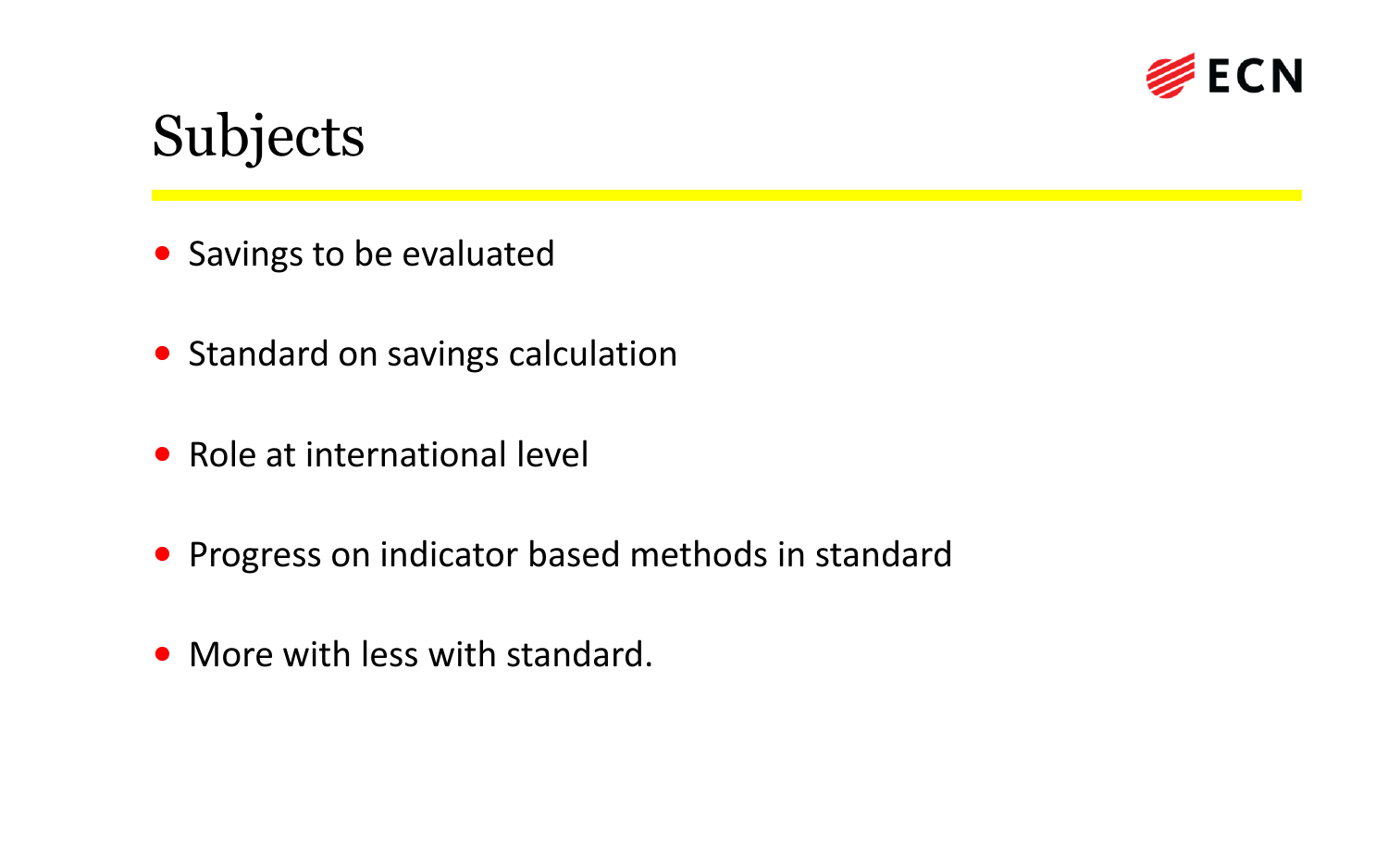# Subjects

- Savings to be evaluated
- Standard on savings calculation
- Role at international level
- Progress on indicator based methods in standard
- More with less with standard.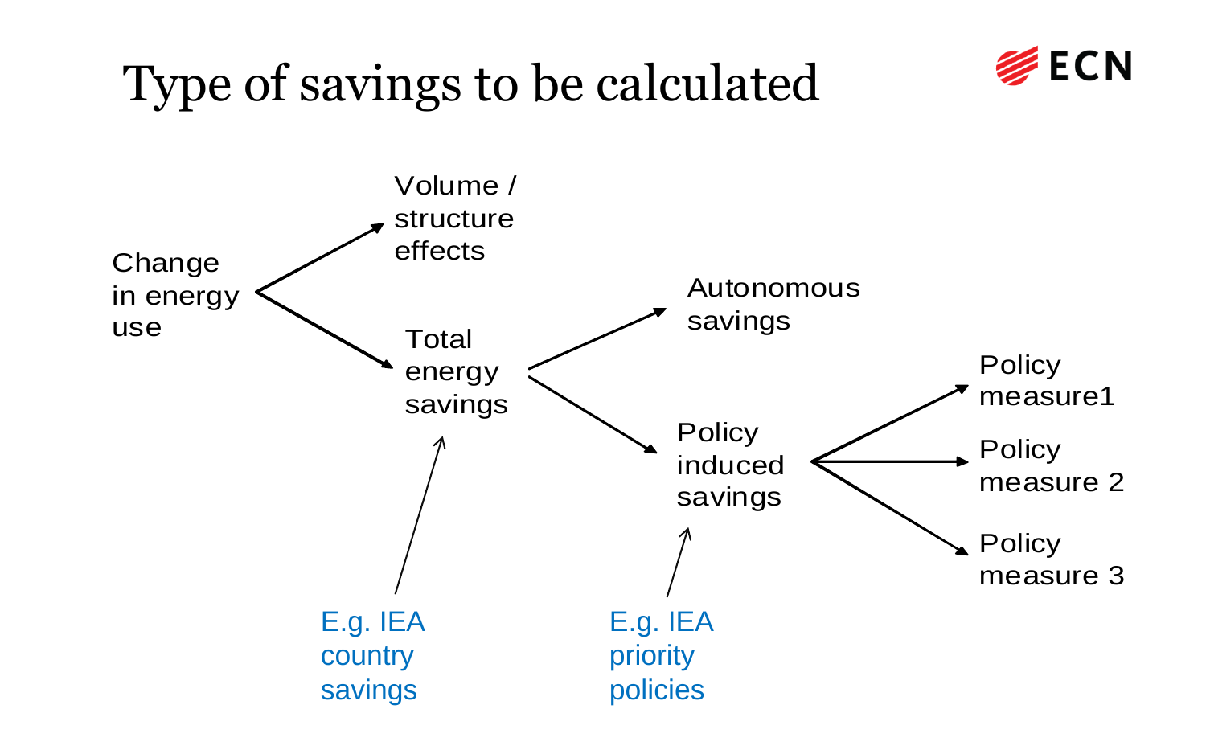# Type of savings to be calculated

Change in energy use
- Volume / structure effects
- Total energy savings
  - Autonomous savings
  - Policy induced savings
    - Policy measure1
    - Policy measure 2
    - Policy measure 3

E.g. IEA country savings (→ Total energy savings)

E.g. IEA priority policies (→ Policy induced savings)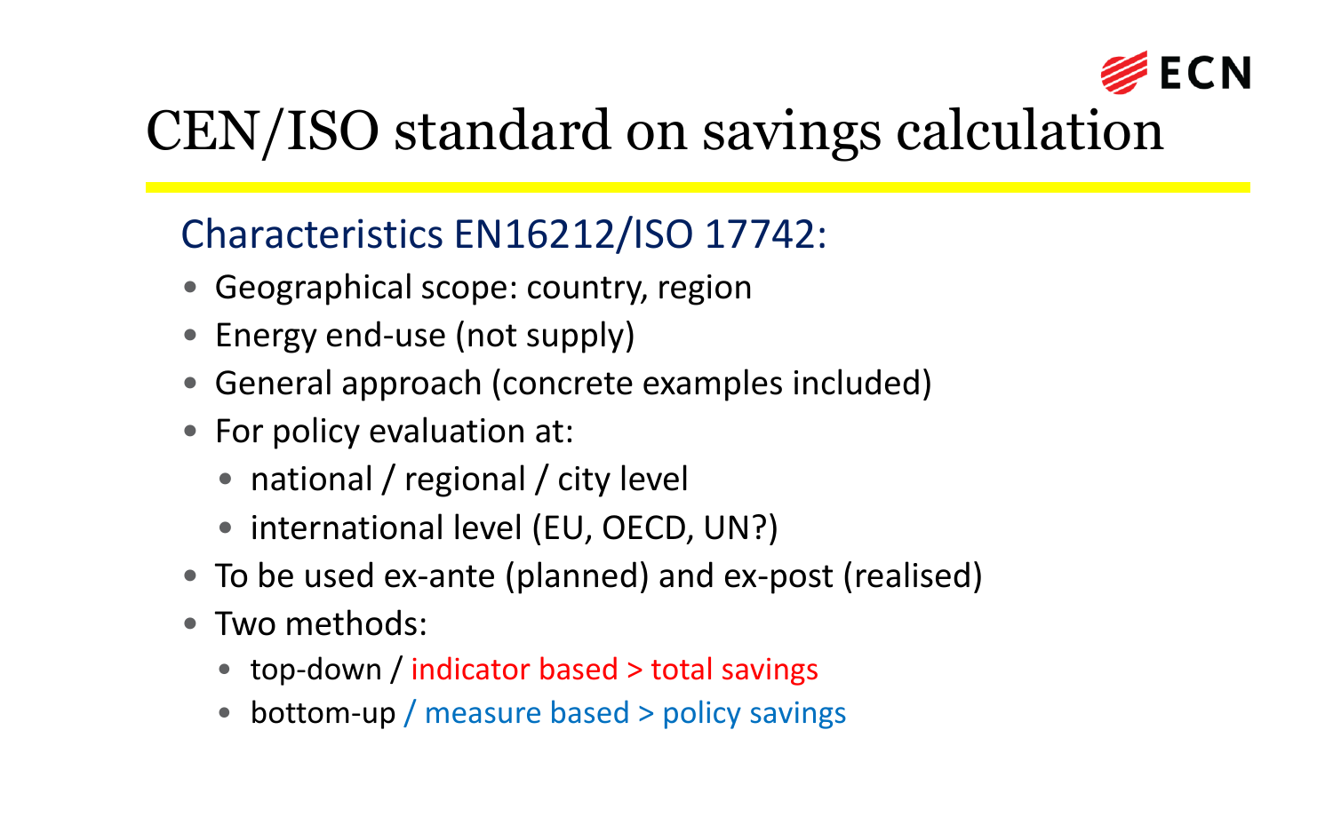# CEN/ISO standard on savings calculation

## Characteristics EN16212/ISO 17742:

- Geographical scope: country, region
- Energy end-use (not supply)
- General approach (concrete examples included)
- For policy evaluation at:
  - national / regional / city level
  - international level (EU, OECD, UN?)
- To be used ex-ante (planned) and ex-post (realised)
- Two methods:
  - top-down / indicator based > total savings
  - bottom-up / measure based > policy savings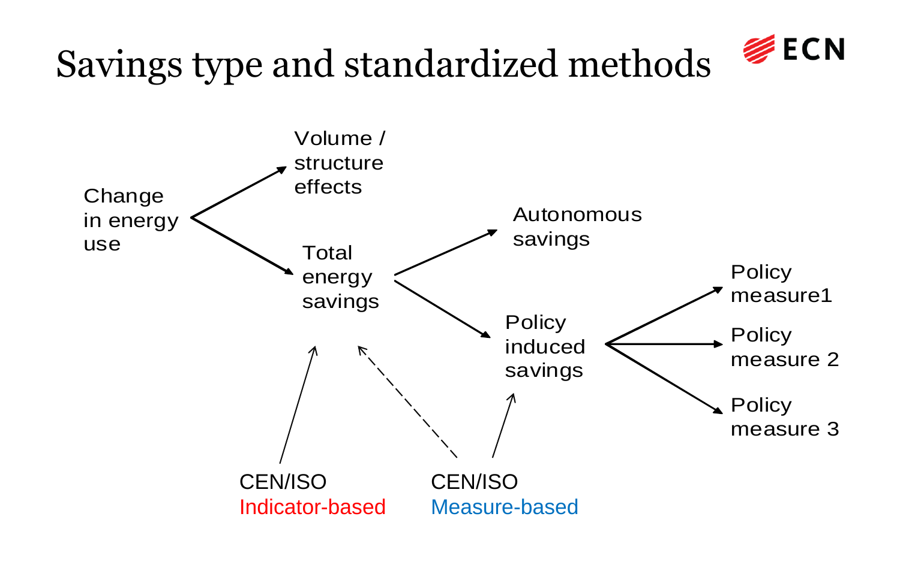# Savings type and standardized methods

Change in energy use

- Volume / structure effects
- Total energy savings
  - Autonomous savings
  - Policy induced savings
    - Policy measure1
    - Policy measure 2
    - Policy measure 3

CEN/ISO Indicator-based → Total energy savings

CEN/ISO Measure-based → Policy induced savings (and, dashed, Total energy savings)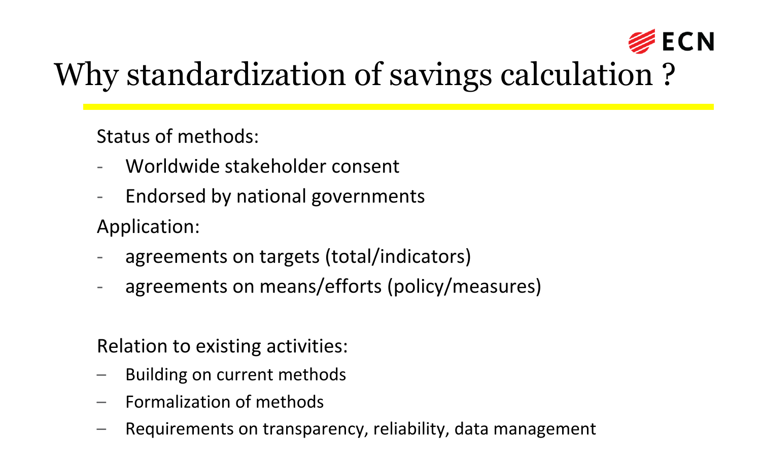# Why standardization of savings calculation ?

Status of methods:

- Worldwide stakeholder consent
- Endorsed by national governments

Application:

- agreements on targets (total/indicators)
- agreements on means/efforts (policy/measures)

Relation to existing activities:

- Building on current methods
- Formalization of methods
- Requirements on transparency, reliability, data management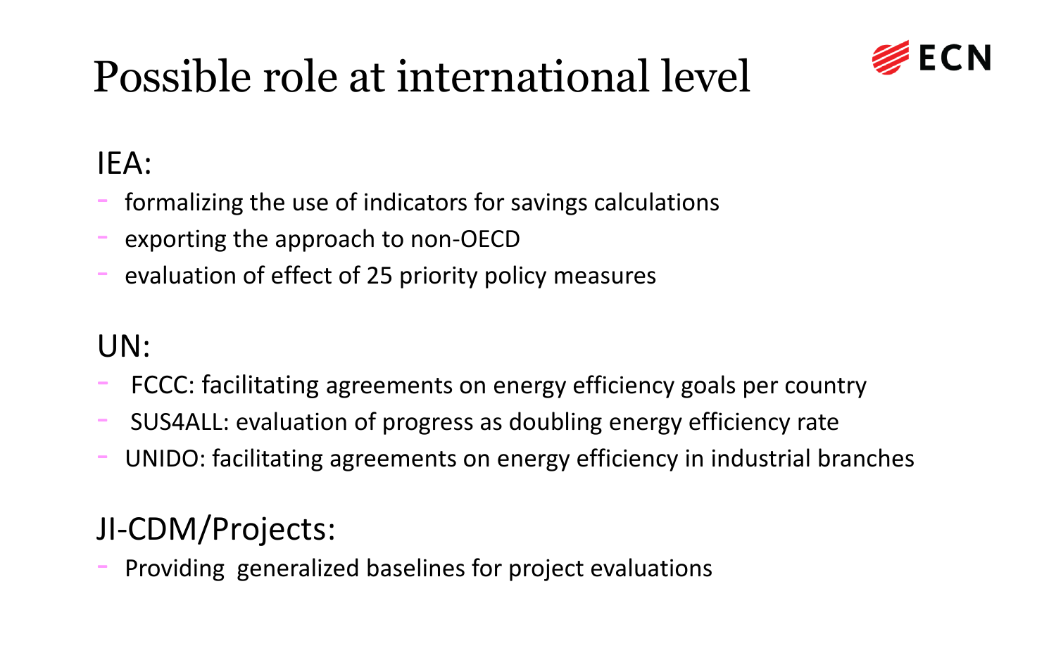# Possible role at international level

IEA:

- formalizing the use of indicators for savings calculations
- exporting the approach to non-OECD
- evaluation of effect of 25 priority policy measures

UN:

- FCCC: facilitating agreements on energy efficiency goals per country
- SUS4ALL: evaluation of progress as doubling energy efficiency rate
- UNIDO: facilitating agreements on energy efficiency in industrial branches

JI-CDM/Projects:

- Providing generalized baselines for project evaluations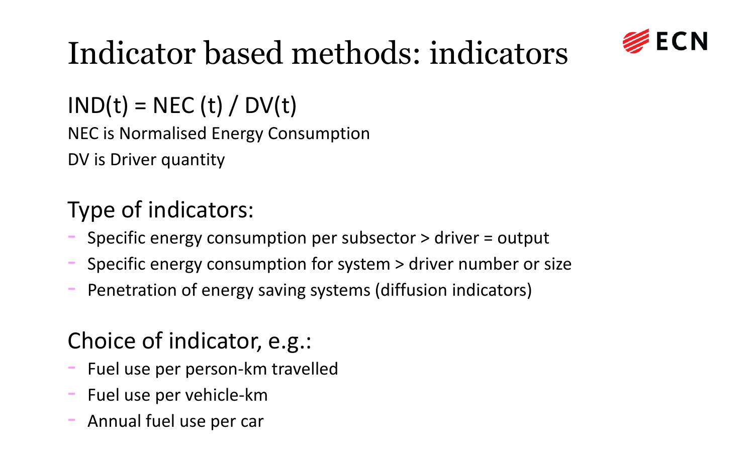# Indicator based methods: indicators

$$IND(t) = NEC(t) / DV(t)$$

NEC is Normalised Energy Consumption

DV is Driver quantity

## Type of indicators:

- Specific energy consumption per subsector > driver = output
- Specific energy consumption for system > driver number or size
- Penetration of energy saving systems (diffusion indicators)

## Choice of indicator, e.g.:

- Fuel use per person-km travelled
- Fuel use per vehicle-km
- Annual fuel use per car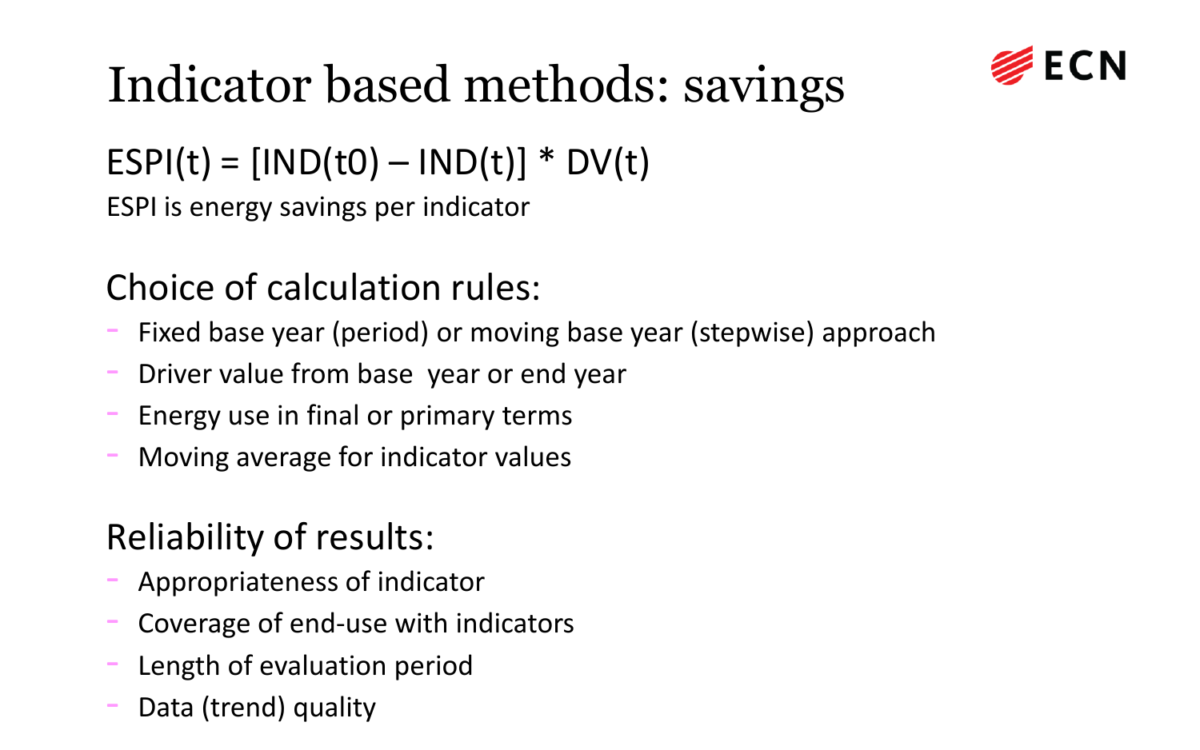# Indicator based methods: savings

$$ESPI(t) = [IND(t0) - IND(t)] * DV(t)$$

ESPI is energy savings per indicator

## Choice of calculation rules:

- Fixed base year (period) or moving base year (stepwise) approach
- Driver value from base year or end year
- Energy use in final or primary terms
- Moving average for indicator values

## Reliability of results:

- Appropriateness of indicator
- Coverage of end-use with indicators
- Length of evaluation period
- Data (trend) quality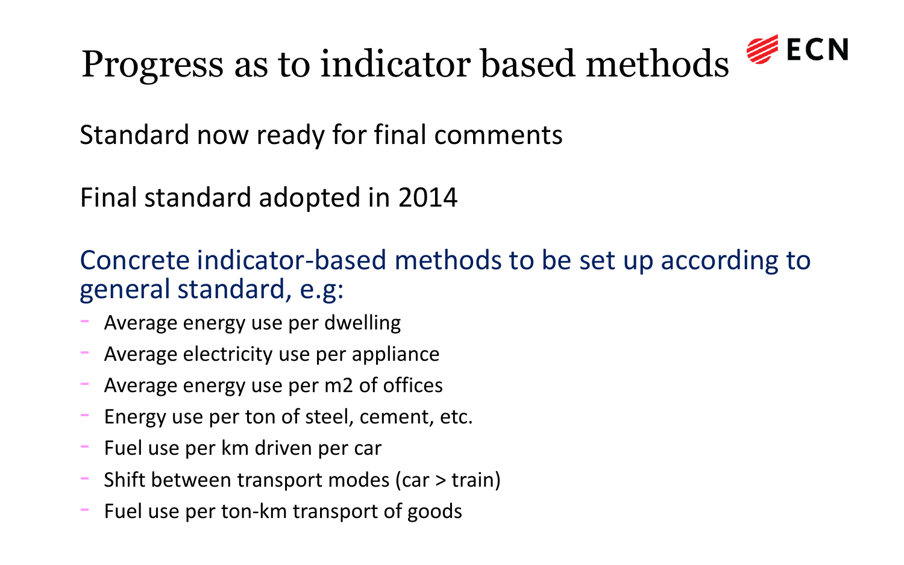# Progress as to indicator based methods

Standard now ready for final comments

Final standard adopted in 2014

Concrete indicator-based methods to be set up according to general standard, e.g:

- Average energy use per dwelling
- Average electricity use per appliance
- Average energy use per m2 of offices
- Energy use per ton of steel, cement, etc.
- Fuel use per km driven per car
- Shift between transport modes (car > train)
- Fuel use per ton-km transport of goods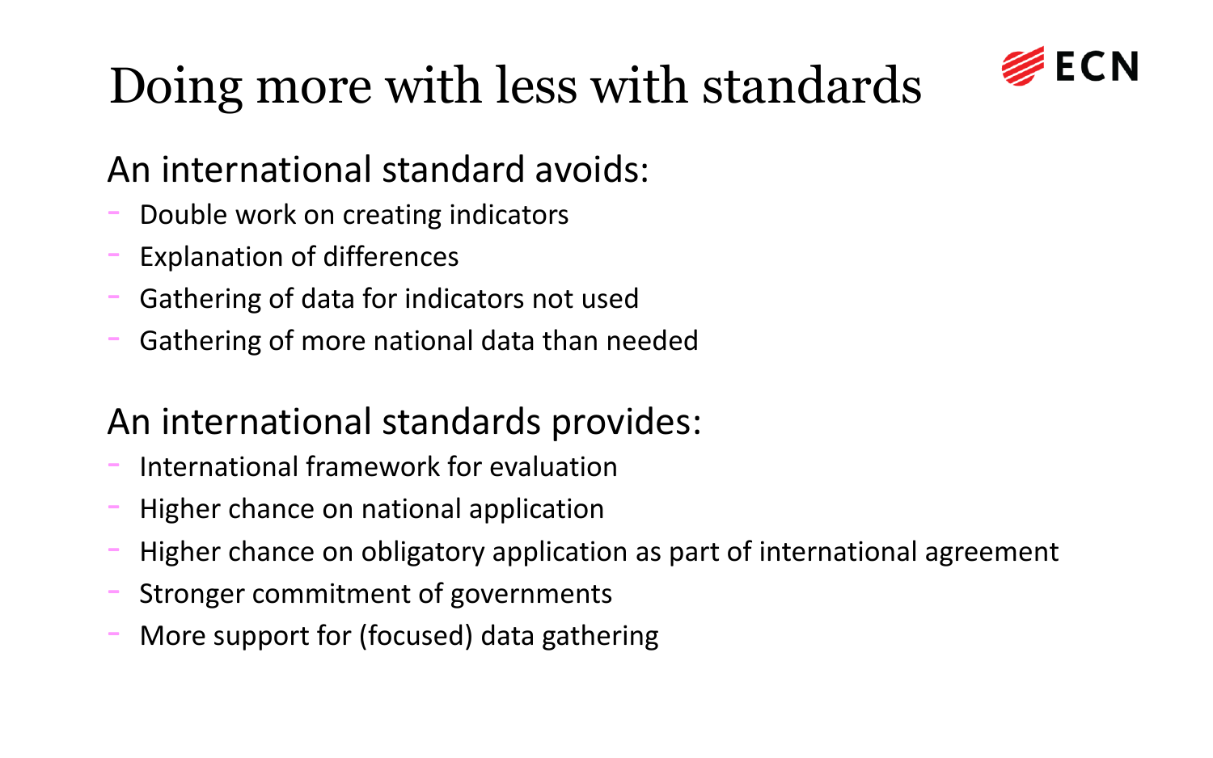# Doing more with less with standards

ECN

## An international standard avoids:

- Double work on creating indicators
- Explanation of differences
- Gathering of data for indicators not used
- Gathering of more national data than needed

## An international standards provides:

- International framework for evaluation
- Higher chance on national application
- Higher chance on obligatory application as part of international agreement
- Stronger commitment of governments
- More support for (focused) data gathering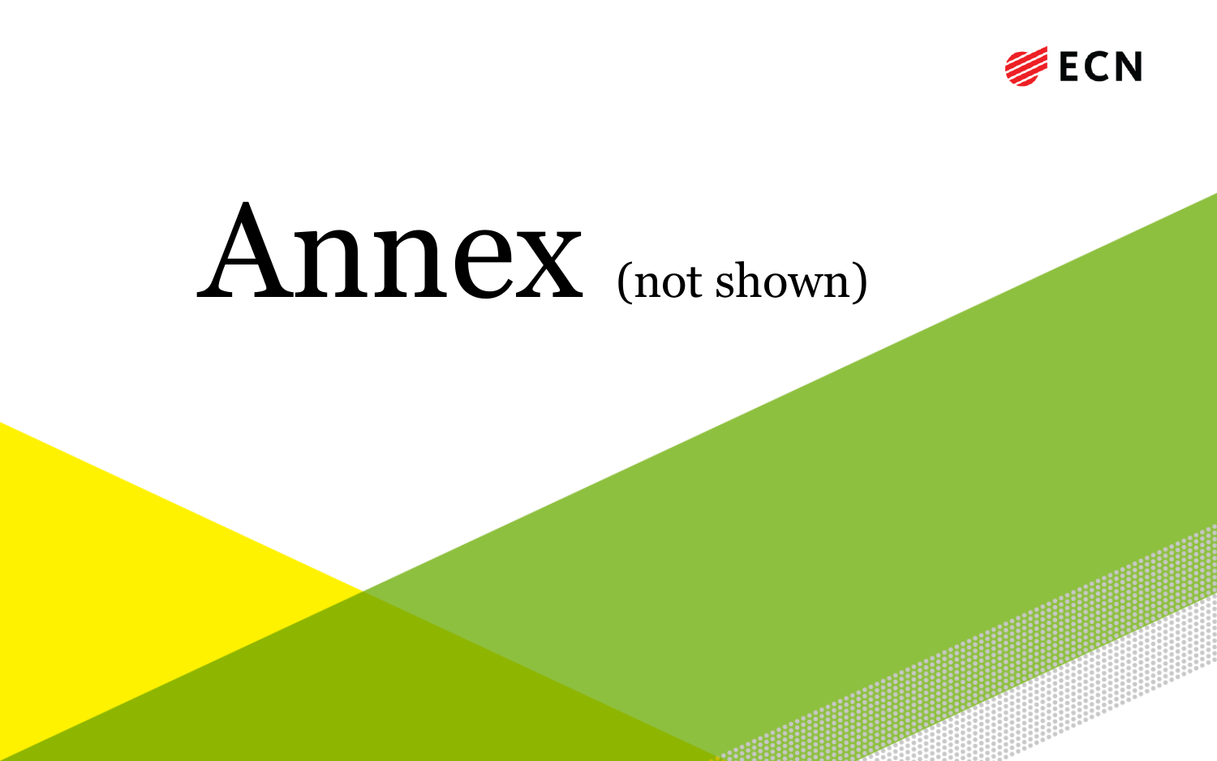# Annex (not shown)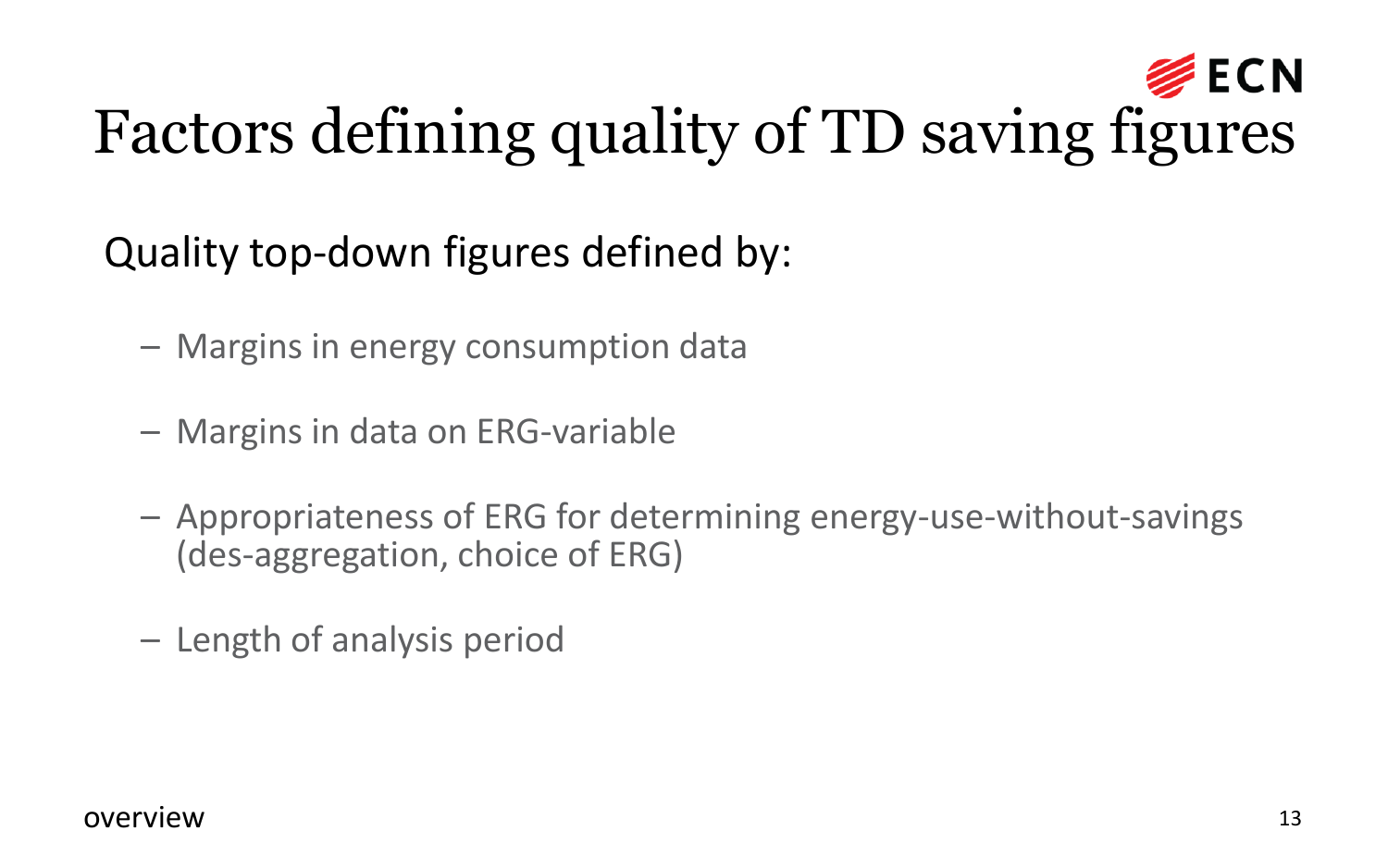# Factors defining quality of TD saving figures

Quality top-down figures defined by:

- Margins in energy consumption data
- Margins in data on ERG-variable
- Appropriateness of ERG for determining energy-use-without-savings (des-aggregation, choice of ERG)
- Length of analysis period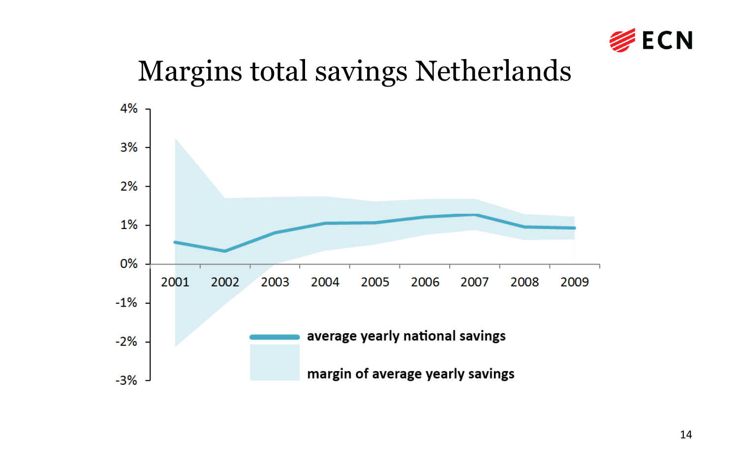# Margins total savings Netherlands

4%
3%
2%
1%
0%
-1%
-2%
-3%

2001 2002 2003 2004 2005 2006 2007 2008 2009

average yearly national savings

margin of average yearly savings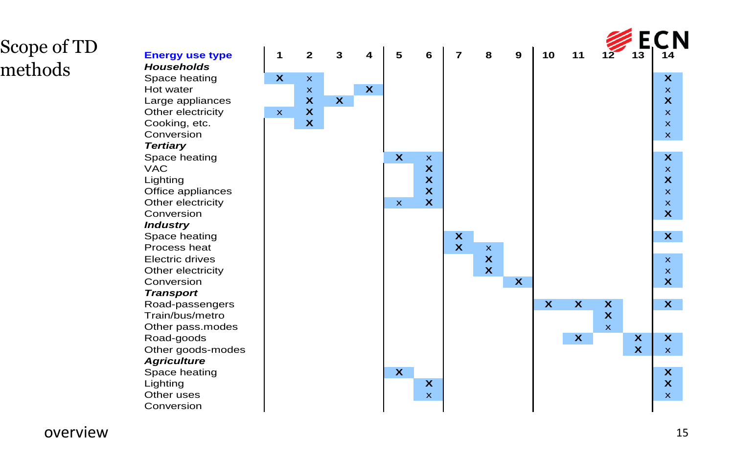# Scope of TD methods

| Energy use type | 1 | 2 | 3 | 4 | 5 | 6 | 7 | 8 | 9 | 10 | 11 | 12 | 13 | 14 |
|---|---|---|---|---|---|---|---|---|---|---|---|---|---|---|
| ***Households*** | | | | | | | | | | | | | | |
| Space heating | X | x | | | | | | | | | | | | X |
| Hot water | | x | | X | | | | | | | | | | x |
| Large appliances | | X | X | | | | | | | | | | | X |
| Other electricity | x | X | | | | | | | | | | | | x |
| Cooking, etc. | | X | | | | | | | | | | | | x |
| Conversion | | | | | | | | | | | | | | x |
| ***Tertiary*** | | | | | | | | | | | | | | |
| Space heating | | | | | X | x | | | | | | | | X |
| VAC | | | | | | X | | | | | | | | x |
| Lighting | | | | | | X | | | | | | | | X |
| Office appliances | | | | | | X | | | | | | | | x |
| Other electricity | | | | | x | X | | | | | | | | x |
| Conversion | | | | | | | | | | | | | | X |
| ***Industry*** | | | | | | | | | | | | | | |
| Space heating | | | | | | | X | | | | | | | X |
| Process heat | | | | | | | X | x | | | | | | |
| Electric drives | | | | | | | | X | | | | | | x |
| Other electricity | | | | | | | | X | | | | | | x |
| Conversion | | | | | | | | | X | | | | | X |
| ***Transport*** | | | | | | | | | | | | | | |
| Road-passengers | | | | | | | | | | X | X | X | | X |
| Train/bus/metro | | | | | | | | | | | | X | | |
| Other pass.modes | | | | | | | | | | | | x | | |
| Road-goods | | | | | | | | | | | X | | X | X |
| Other goods-modes | | | | | | | | | | | | | X | x |
| ***Agriculture*** | | | | | | | | | | | | | | |
| Space heating | | | | | X | | | | | | | | | X |
| Lighting | | | | | | X | | | | | | | | X |
| Other uses | | | | | | x | | | | | | | | x |
| Conversion | | | | | | | | | | | | | | |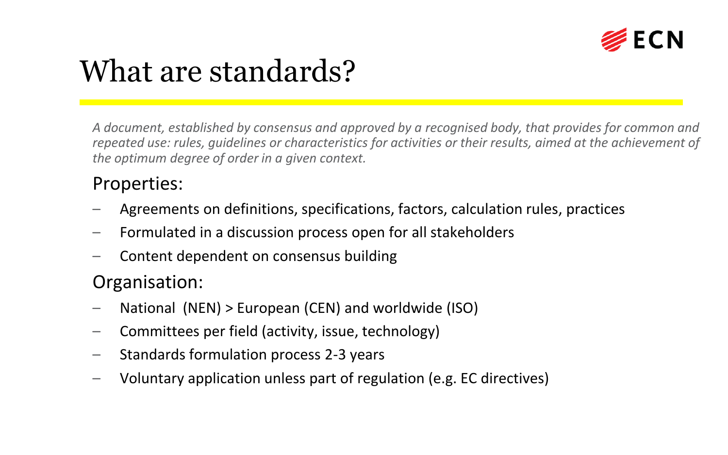# What are standards?

*A document, established by consensus and approved by a recognised body, that provides for common and repeated use: rules, guidelines or characteristics for activities or their results, aimed at the achievement of the optimum degree of order in a given context.*

Properties:

- Agreements on definitions, specifications, factors, calculation rules, practices
- Formulated in a discussion process open for all stakeholders
- Content dependent on consensus building

Organisation:

- National (NEN) > European (CEN) and worldwide (ISO)
- Committees per field (activity, issue, technology)
- Standards formulation process 2-3 years
- Voluntary application unless part of regulation (e.g. EC directives)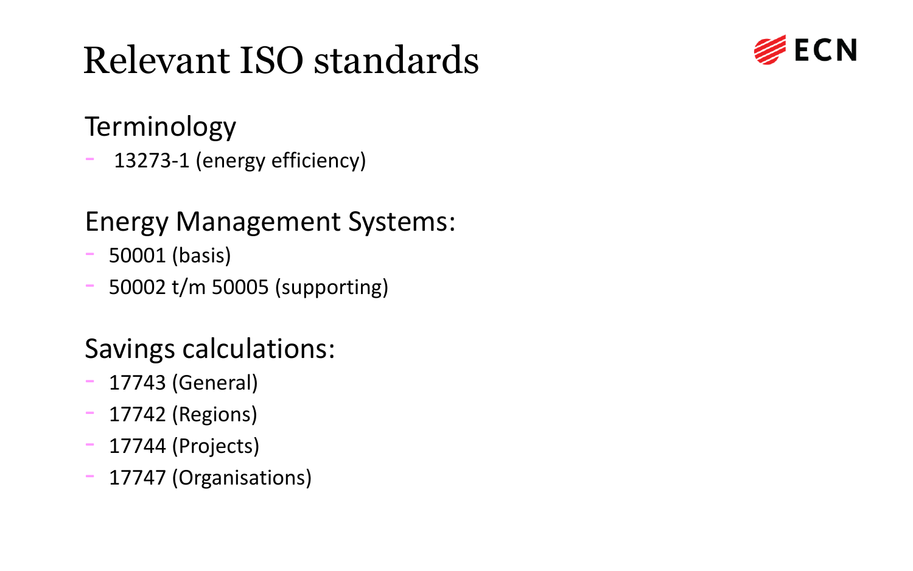# Relevant ISO standards

## Terminology

- 13273-1 (energy efficiency)

## Energy Management Systems:

- 50001 (basis)
- 50002 t/m 50005 (supporting)

## Savings calculations:

- 17743 (General)
- 17742 (Regions)
- 17744 (Projects)
- 17747 (Organisations)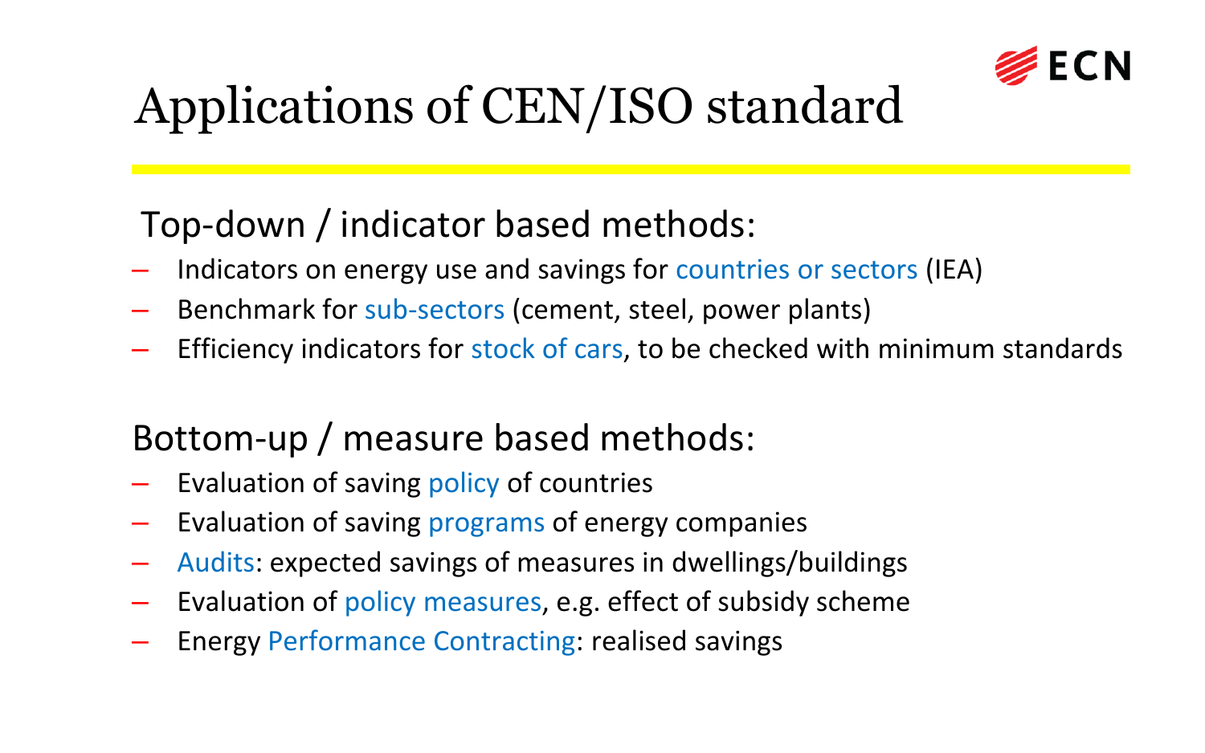# Applications of CEN/ISO standard

## Top-down / indicator based methods:

- Indicators on energy use and savings for countries or sectors (IEA)
- Benchmark for sub-sectors (cement, steel, power plants)
- Efficiency indicators for stock of cars, to be checked with minimum standards

## Bottom-up / measure based methods:

- Evaluation of saving policy of countries
- Evaluation of saving programs of energy companies
- Audits: expected savings of measures in dwellings/buildings
- Evaluation of policy measures, e.g. effect of subsidy scheme
- Energy Performance Contracting: realised savings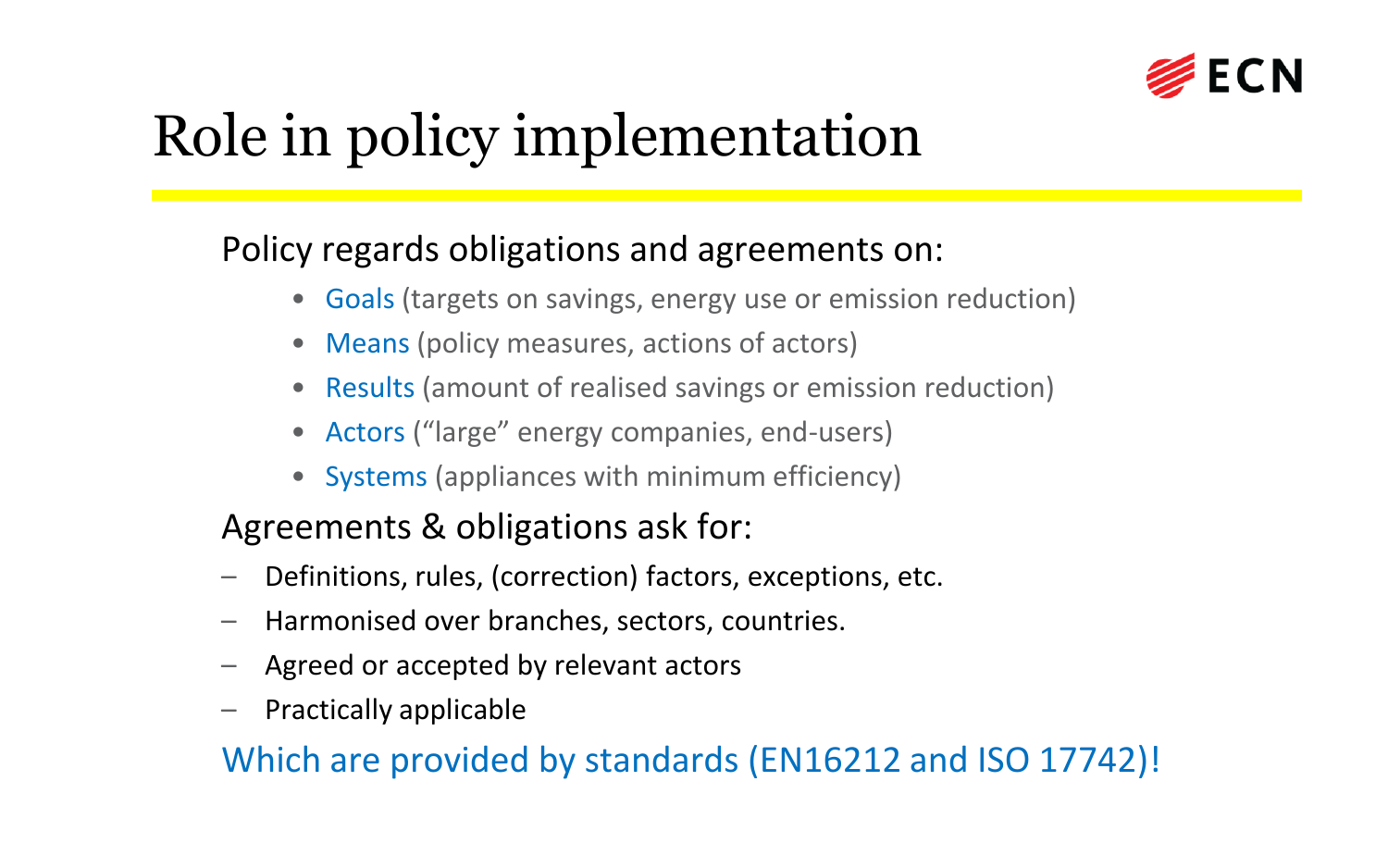# Role in policy implementation

Policy regards obligations and agreements on:

- Goals (targets on savings, energy use or emission reduction)
- Means (policy measures, actions of actors)
- Results (amount of realised savings or emission reduction)
- Actors ("large" energy companies, end-users)
- Systems (appliances with minimum efficiency)

Agreements & obligations ask for:

- Definitions, rules, (correction) factors, exceptions, etc.
- Harmonised over branches, sectors, countries.
- Agreed or accepted by relevant actors
- Practically applicable

Which are provided by standards (EN16212 and ISO 17742)!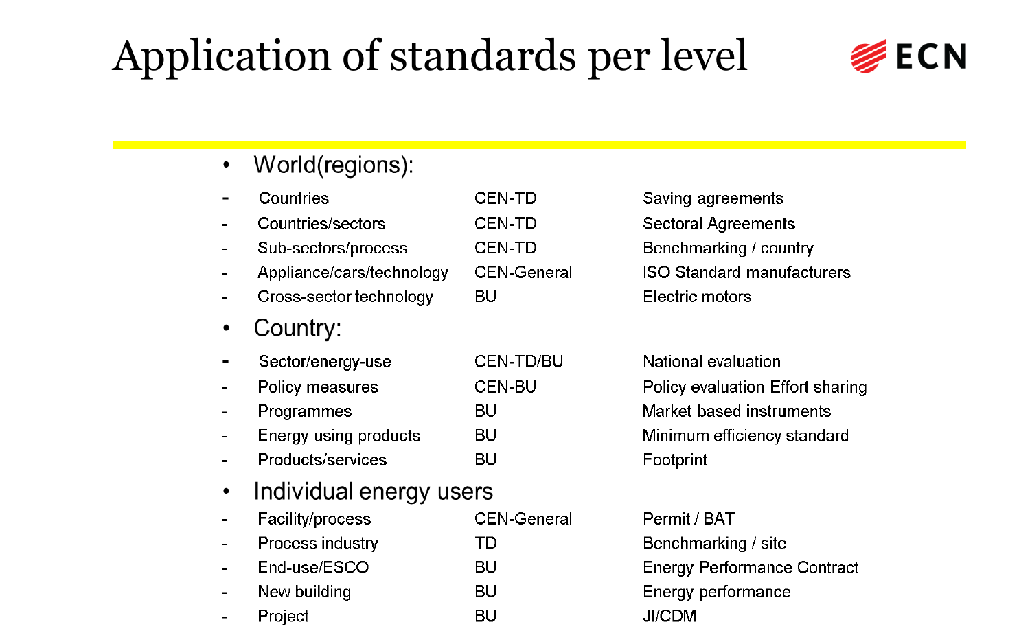# Application of standards per level

- World(regions):

| | | |
|---|---|---|
| - Countries | CEN-TD | Saving agreements |
| - Countries/sectors | CEN-TD | Sectoral Agreements |
| - Sub-sectors/process | CEN-TD | Benchmarking / country |
| - Appliance/cars/technology | CEN-General | ISO Standard manufacturers |
| - Cross-sector technology | BU | Electric motors |

- Country:

| | | |
|---|---|---|
| - Sector/energy-use | CEN-TD/BU | National evaluation |
| - Policy measures | CEN-BU | Policy evaluation Effort sharing |
| - Programmes | BU | Market based instruments |
| - Energy using products | BU | Minimum efficiency standard |
| - Products/services | BU | Footprint |

- Individual energy users

| | | |
|---|---|---|
| - Facility/process | CEN-General | Permit / BAT |
| - Process industry | TD | Benchmarking / site |
| - End-use/ESCO | BU | Energy Performance Contract |
| - New building | BU | Energy performance |
| - Project | BU | JI/CDM |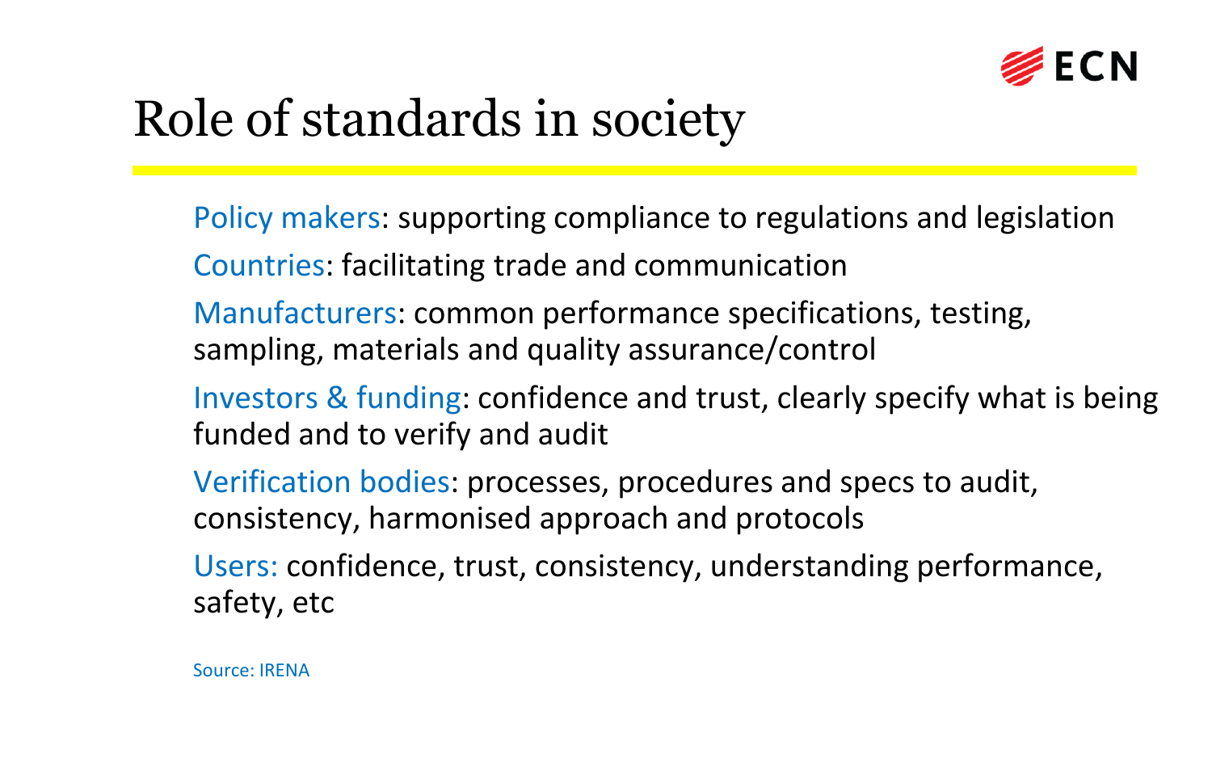# Role of standards in society

- Policy makers: supporting compliance to regulations and legislation
- Countries: facilitating trade and communication
- Manufacturers: common performance specifications, testing, sampling, materials and quality assurance/control
- Investors & funding: confidence and trust, clearly specify what is being funded and to verify and audit
- Verification bodies: processes, procedures and specs to audit, consistency, harmonised approach and protocols
- Users: confidence, trust, consistency, understanding performance, safety, etc

Source: IRENA